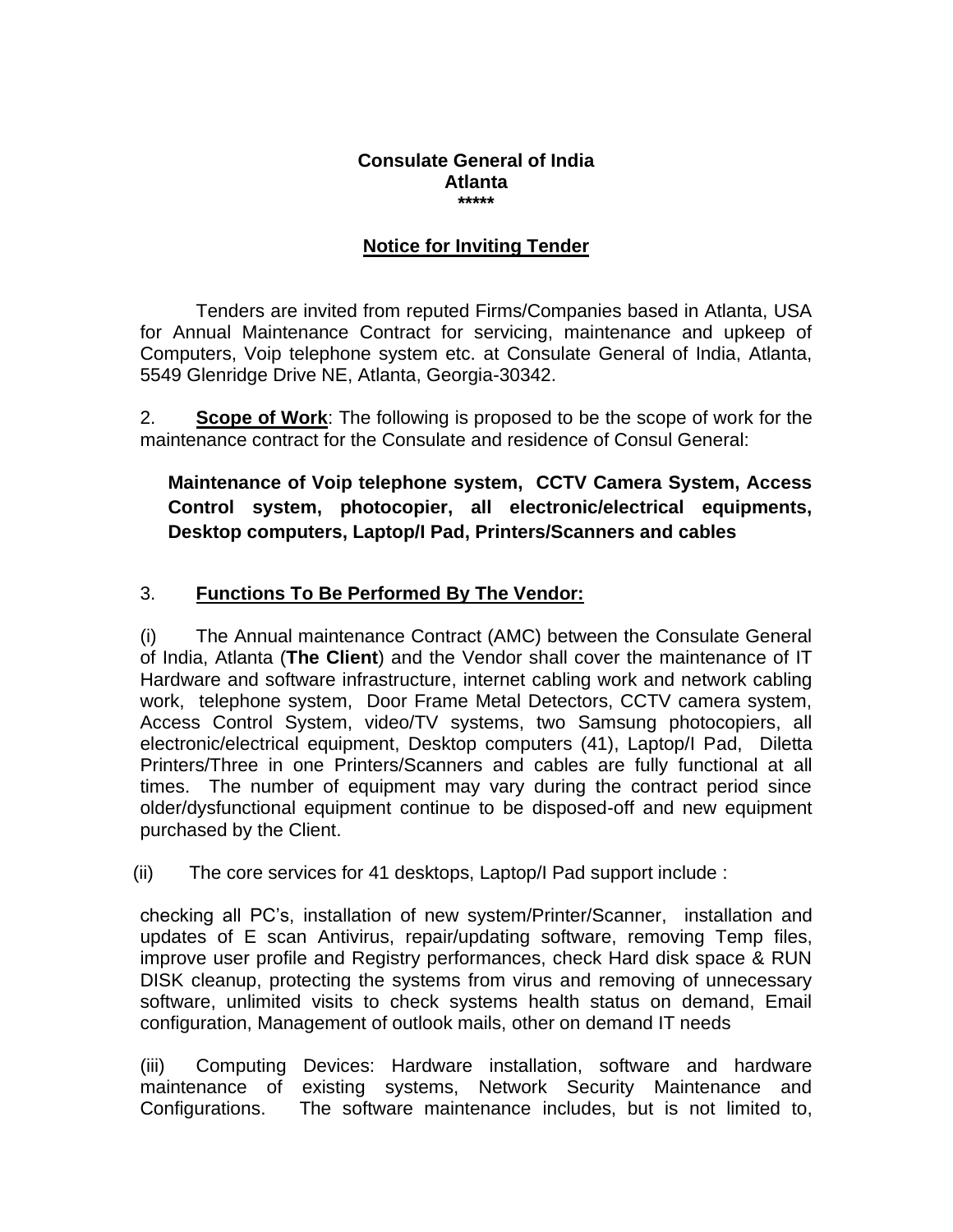**Consulate General of India**
**Atlanta**
**\*\*\*\*\***

## Notice for Inviting Tender

Tenders are invited from reputed Firms/Companies based in Atlanta, USA for Annual Maintenance Contract for servicing, maintenance and upkeep of Computers, Voip telephone system etc. at Consulate General of India, Atlanta, 5549 Glenridge Drive NE, Atlanta, Georgia-30342.

2. **Scope of Work**: The following is proposed to be the scope of work for the maintenance contract for the Consulate and residence of Consul General:

**Maintenance of Voip telephone system, CCTV Camera System, Access Control system, photocopier, all electronic/electrical equipments, Desktop computers, Laptop/I Pad, Printers/Scanners and cables**

3. **Functions To Be Performed By The Vendor:**

(i) The Annual maintenance Contract (AMC) between the Consulate General of India, Atlanta (**The Client**) and the Vendor shall cover the maintenance of IT Hardware and software infrastructure, internet cabling work and network cabling work, telephone system, Door Frame Metal Detectors, CCTV camera system, Access Control System, video/TV systems, two Samsung photocopiers, all electronic/electrical equipment, Desktop computers (41), Laptop/I Pad, Diletta Printers/Three in one Printers/Scanners and cables are fully functional at all times. The number of equipment may vary during the contract period since older/dysfunctional equipment continue to be disposed-off and new equipment purchased by the Client.

(ii) The core services for 41 desktops, Laptop/I Pad support include :

checking all PC's, installation of new system/Printer/Scanner, installation and updates of E scan Antivirus, repair/updating software, removing Temp files, improve user profile and Registry performances, check Hard disk space & RUN DISK cleanup, protecting the systems from virus and removing of unnecessary software, unlimited visits to check systems health status on demand, Email configuration, Management of outlook mails, other on demand IT needs

(iii) Computing Devices: Hardware installation, software and hardware maintenance of existing systems, Network Security Maintenance and Configurations. The software maintenance includes, but is not limited to,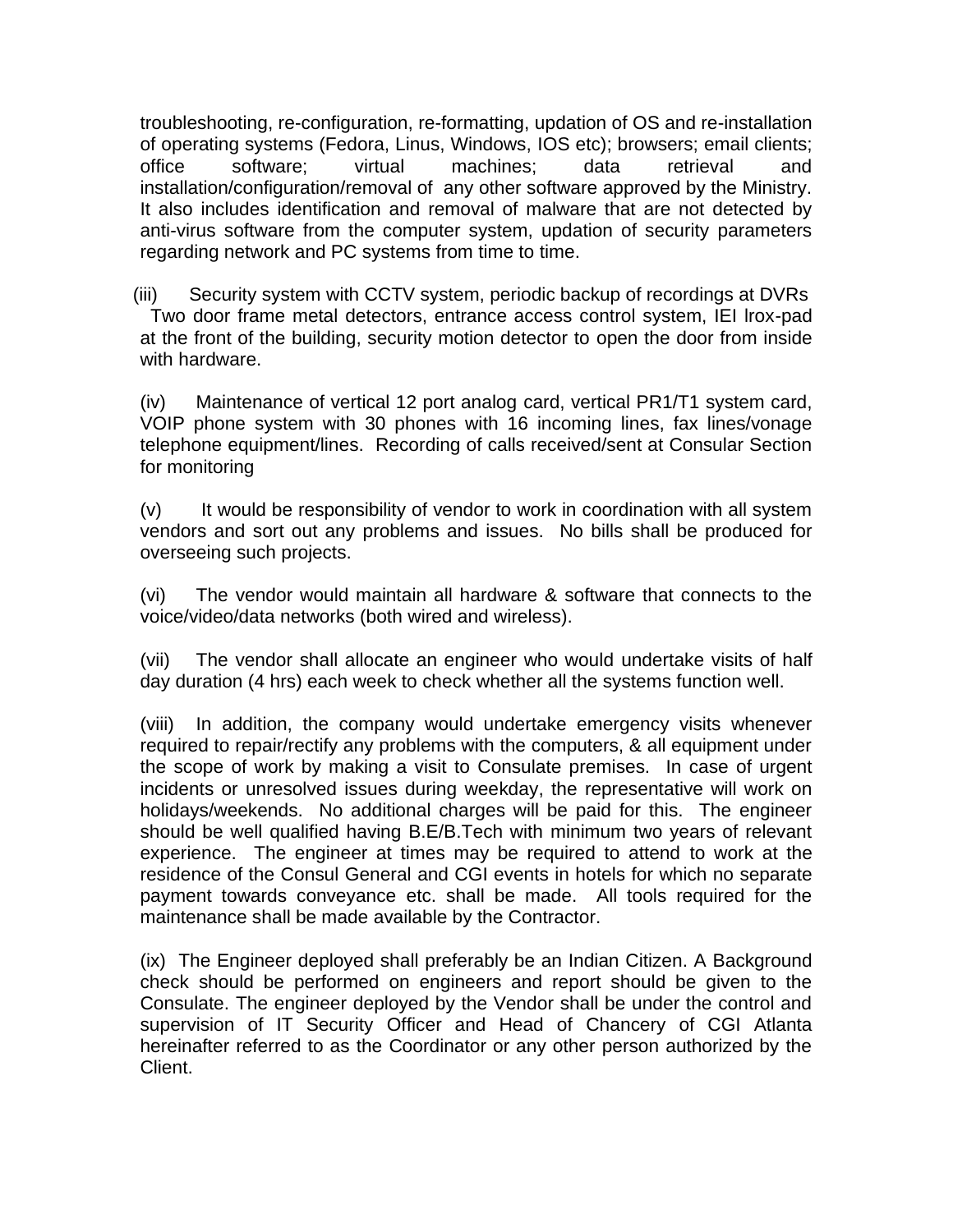troubleshooting, re-configuration, re-formatting, updation of OS and re-installation of operating systems (Fedora, Linus, Windows, IOS etc); browsers; email clients; office software; virtual machines; data retrieval and installation/configuration/removal of any other software approved by the Ministry. It also includes identification and removal of malware that are not detected by anti-virus software from the computer system, updation of security parameters regarding network and PC systems from time to time.

(iii) Security system with CCTV system, periodic backup of recordings at DVRs Two door frame metal detectors, entrance access control system, IEI Irox-pad at the front of the building, security motion detector to open the door from inside with hardware.

(iv) Maintenance of vertical 12 port analog card, vertical PR1/T1 system card, VOIP phone system with 30 phones with 16 incoming lines, fax lines/vonage telephone equipment/lines. Recording of calls received/sent at Consular Section for monitoring

(v) It would be responsibility of vendor to work in coordination with all system vendors and sort out any problems and issues. No bills shall be produced for overseeing such projects.

(vi) The vendor would maintain all hardware & software that connects to the voice/video/data networks (both wired and wireless).

(vii) The vendor shall allocate an engineer who would undertake visits of half day duration (4 hrs) each week to check whether all the systems function well.

(viii) In addition, the company would undertake emergency visits whenever required to repair/rectify any problems with the computers, & all equipment under the scope of work by making a visit to Consulate premises. In case of urgent incidents or unresolved issues during weekday, the representative will work on holidays/weekends. No additional charges will be paid for this. The engineer should be well qualified having B.E/B.Tech with minimum two years of relevant experience. The engineer at times may be required to attend to work at the residence of the Consul General and CGI events in hotels for which no separate payment towards conveyance etc. shall be made. All tools required for the maintenance shall be made available by the Contractor.

(ix) The Engineer deployed shall preferably be an Indian Citizen. A Background check should be performed on engineers and report should be given to the Consulate. The engineer deployed by the Vendor shall be under the control and supervision of IT Security Officer and Head of Chancery of CGI Atlanta hereinafter referred to as the Coordinator or any other person authorized by the Client.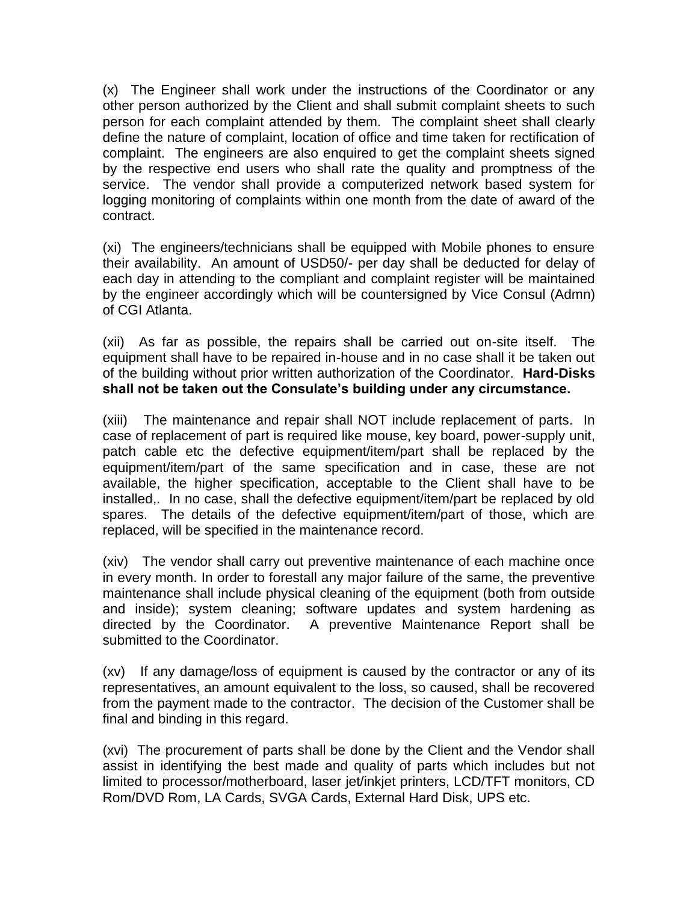(x) The Engineer shall work under the instructions of the Coordinator or any other person authorized by the Client and shall submit complaint sheets to such person for each complaint attended by them. The complaint sheet shall clearly define the nature of complaint, location of office and time taken for rectification of complaint. The engineers are also enquired to get the complaint sheets signed by the respective end users who shall rate the quality and promptness of the service. The vendor shall provide a computerized network based system for logging monitoring of complaints within one month from the date of award of the contract.

(xi) The engineers/technicians shall be equipped with Mobile phones to ensure their availability. An amount of USD50/- per day shall be deducted for delay of each day in attending to the compliant and complaint register will be maintained by the engineer accordingly which will be countersigned by Vice Consul (Admn) of CGI Atlanta.

(xii) As far as possible, the repairs shall be carried out on-site itself. The equipment shall have to be repaired in-house and in no case shall it be taken out of the building without prior written authorization of the Coordinator. **Hard-Disks shall not be taken out the Consulate's building under any circumstance.**

(xiii) The maintenance and repair shall NOT include replacement of parts. In case of replacement of part is required like mouse, key board, power-supply unit, patch cable etc the defective equipment/item/part shall be replaced by the equipment/item/part of the same specification and in case, these are not available, the higher specification, acceptable to the Client shall have to be installed,. In no case, shall the defective equipment/item/part be replaced by old spares. The details of the defective equipment/item/part of those, which are replaced, will be specified in the maintenance record.

(xiv) The vendor shall carry out preventive maintenance of each machine once in every month. In order to forestall any major failure of the same, the preventive maintenance shall include physical cleaning of the equipment (both from outside and inside); system cleaning; software updates and system hardening as directed by the Coordinator. A preventive Maintenance Report shall be submitted to the Coordinator.

(xv) If any damage/loss of equipment is caused by the contractor or any of its representatives, an amount equivalent to the loss, so caused, shall be recovered from the payment made to the contractor. The decision of the Customer shall be final and binding in this regard.

(xvi) The procurement of parts shall be done by the Client and the Vendor shall assist in identifying the best made and quality of parts which includes but not limited to processor/motherboard, laser jet/inkjet printers, LCD/TFT monitors, CD Rom/DVD Rom, LA Cards, SVGA Cards, External Hard Disk, UPS etc.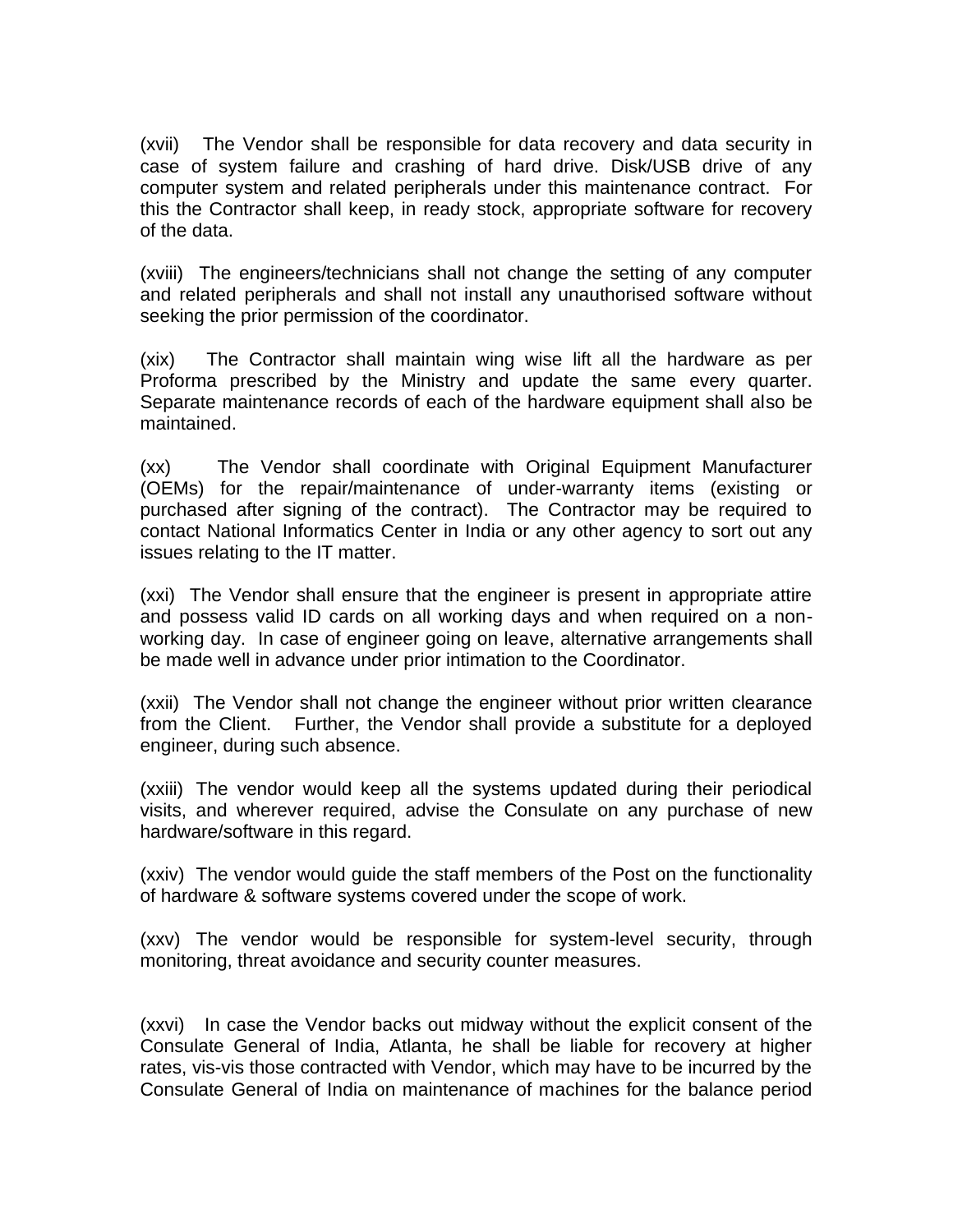(xvii) The Vendor shall be responsible for data recovery and data security in case of system failure and crashing of hard drive. Disk/USB drive of any computer system and related peripherals under this maintenance contract. For this the Contractor shall keep, in ready stock, appropriate software for recovery of the data.

(xviii) The engineers/technicians shall not change the setting of any computer and related peripherals and shall not install any unauthorised software without seeking the prior permission of the coordinator.

(xix) The Contractor shall maintain wing wise lift all the hardware as per Proforma prescribed by the Ministry and update the same every quarter. Separate maintenance records of each of the hardware equipment shall also be maintained.

(xx) The Vendor shall coordinate with Original Equipment Manufacturer (OEMs) for the repair/maintenance of under-warranty items (existing or purchased after signing of the contract). The Contractor may be required to contact National Informatics Center in India or any other agency to sort out any issues relating to the IT matter.

(xxi) The Vendor shall ensure that the engineer is present in appropriate attire and possess valid ID cards on all working days and when required on a non-working day. In case of engineer going on leave, alternative arrangements shall be made well in advance under prior intimation to the Coordinator.

(xxii) The Vendor shall not change the engineer without prior written clearance from the Client. Further, the Vendor shall provide a substitute for a deployed engineer, during such absence.

(xxiii) The vendor would keep all the systems updated during their periodical visits, and wherever required, advise the Consulate on any purchase of new hardware/software in this regard.

(xxiv) The vendor would guide the staff members of the Post on the functionality of hardware & software systems covered under the scope of work.

(xxv) The vendor would be responsible for system-level security, through monitoring, threat avoidance and security counter measures.

(xxvi) In case the Vendor backs out midway without the explicit consent of the Consulate General of India, Atlanta, he shall be liable for recovery at higher rates, vis-vis those contracted with Vendor, which may have to be incurred by the Consulate General of India on maintenance of machines for the balance period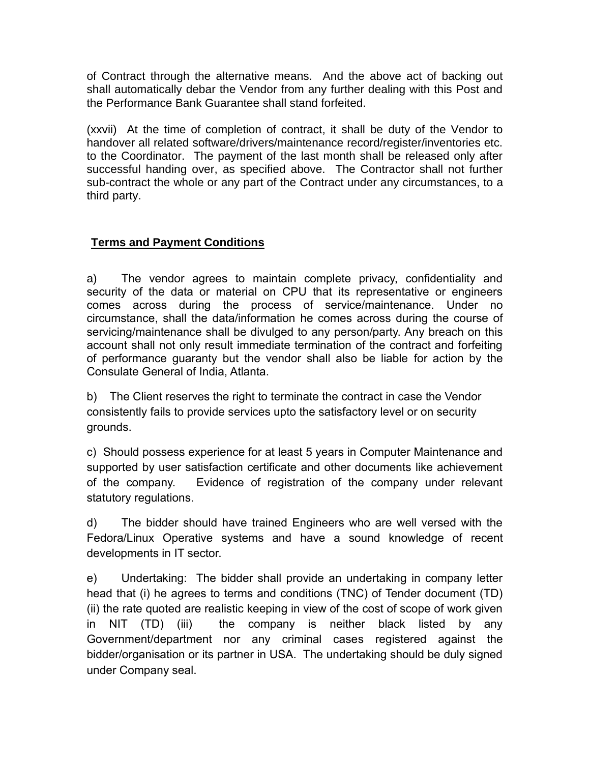of Contract through the alternative means. And the above act of backing out shall automatically debar the Vendor from any further dealing with this Post and the Performance Bank Guarantee shall stand forfeited.

(xxvii) At the time of completion of contract, it shall be duty of the Vendor to handover all related software/drivers/maintenance record/register/inventories etc. to the Coordinator. The payment of the last month shall be released only after successful handing over, as specified above. The Contractor shall not further sub-contract the whole or any part of the Contract under any circumstances, to a third party.

## Terms and Payment Conditions

a) The vendor agrees to maintain complete privacy, confidentiality and security of the data or material on CPU that its representative or engineers comes across during the process of service/maintenance. Under no circumstance, shall the data/information he comes across during the course of servicing/maintenance shall be divulged to any person/party. Any breach on this account shall not only result immediate termination of the contract and forfeiting of performance guaranty but the vendor shall also be liable for action by the Consulate General of India, Atlanta.

b) The Client reserves the right to terminate the contract in case the Vendor consistently fails to provide services upto the satisfactory level or on security grounds.

c) Should possess experience for at least 5 years in Computer Maintenance and supported by user satisfaction certificate and other documents like achievement of the company. Evidence of registration of the company under relevant statutory regulations.

d) The bidder should have trained Engineers who are well versed with the Fedora/Linux Operative systems and have a sound knowledge of recent developments in IT sector.

e) Undertaking: The bidder shall provide an undertaking in company letter head that (i) he agrees to terms and conditions (TNC) of Tender document (TD) (ii) the rate quoted are realistic keeping in view of the cost of scope of work given in NIT (TD) (iii) the company is neither black listed by any Government/department nor any criminal cases registered against the bidder/organisation or its partner in USA. The undertaking should be duly signed under Company seal.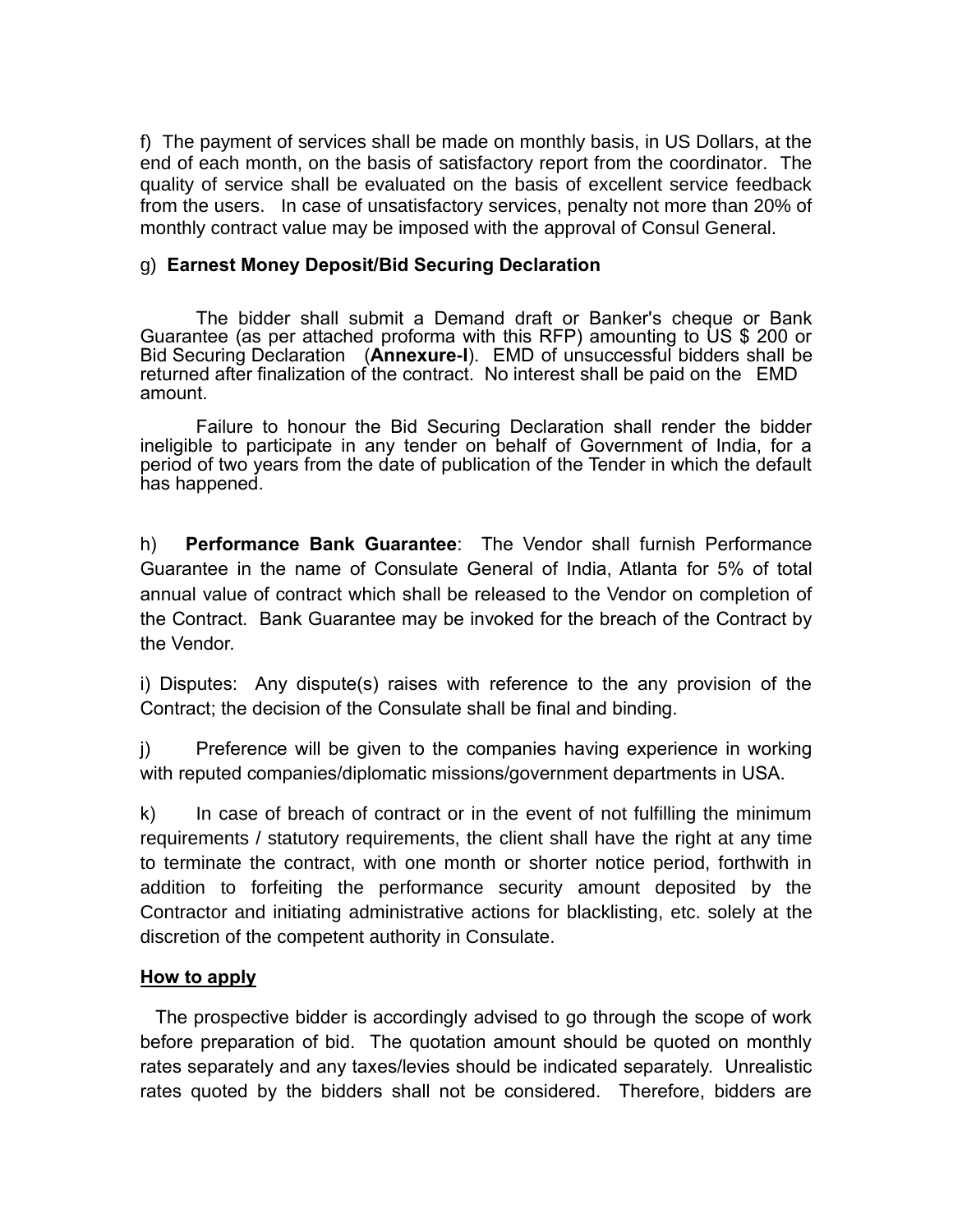f) The payment of services shall be made on monthly basis, in US Dollars, at the end of each month, on the basis of satisfactory report from the coordinator. The quality of service shall be evaluated on the basis of excellent service feedback from the users. In case of unsatisfactory services, penalty not more than 20% of monthly contract value may be imposed with the approval of Consul General.

g) **Earnest Money Deposit/Bid Securing Declaration**

The bidder shall submit a Demand draft or Banker's cheque or Bank Guarantee (as per attached proforma with this RFP) amounting to US $ 200 or Bid Securing Declaration (**Annexure-I**). EMD of unsuccessful bidders shall be returned after finalization of the contract. No interest shall be paid on the EMD amount.

Failure to honour the Bid Securing Declaration shall render the bidder ineligible to participate in any tender on behalf of Government of India, for a period of two years from the date of publication of the Tender in which the default has happened.

h) **Performance Bank Guarantee**: The Vendor shall furnish Performance Guarantee in the name of Consulate General of India, Atlanta for 5% of total annual value of contract which shall be released to the Vendor on completion of the Contract. Bank Guarantee may be invoked for the breach of the Contract by the Vendor.

i) Disputes: Any dispute(s) raises with reference to the any provision of the Contract; the decision of the Consulate shall be final and binding.

j) Preference will be given to the companies having experience in working with reputed companies/diplomatic missions/government departments in USA.

k) In case of breach of contract or in the event of not fulfilling the minimum requirements / statutory requirements, the client shall have the right at any time to terminate the contract, with one month or shorter notice period, forthwith in addition to forfeiting the performance security amount deposited by the Contractor and initiating administrative actions for blacklisting, etc. solely at the discretion of the competent authority in Consulate.

**How to apply**

The prospective bidder is accordingly advised to go through the scope of work before preparation of bid. The quotation amount should be quoted on monthly rates separately and any taxes/levies should be indicated separately. Unrealistic rates quoted by the bidders shall not be considered. Therefore, bidders are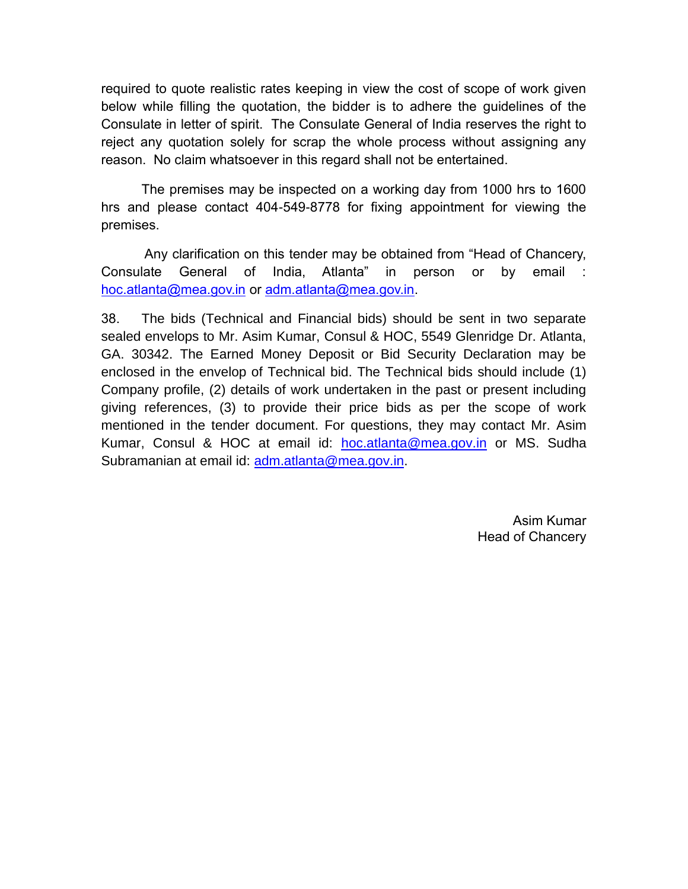required to quote realistic rates keeping in view the cost of scope of work given below while filling the quotation, the bidder is to adhere the guidelines of the Consulate in letter of spirit. The Consulate General of India reserves the right to reject any quotation solely for scrap the whole process without assigning any reason. No claim whatsoever in this regard shall not be entertained.

The premises may be inspected on a working day from 1000 hrs to 1600 hrs and please contact 404-549-8778 for fixing appointment for viewing the premises.

Any clarification on this tender may be obtained from "Head of Chancery, Consulate General of India, Atlanta" in person or by email : hoc.atlanta@mea.gov.in or adm.atlanta@mea.gov.in.

38. The bids (Technical and Financial bids) should be sent in two separate sealed envelops to Mr. Asim Kumar, Consul & HOC, 5549 Glenridge Dr. Atlanta, GA. 30342. The Earned Money Deposit or Bid Security Declaration may be enclosed in the envelop of Technical bid. The Technical bids should include (1) Company profile, (2) details of work undertaken in the past or present including giving references, (3) to provide their price bids as per the scope of work mentioned in the tender document. For questions, they may contact Mr. Asim Kumar, Consul & HOC at email id: hoc.atlanta@mea.gov.in or MS. Sudha Subramanian at email id: adm.atlanta@mea.gov.in.

Asim Kumar
Head of Chancery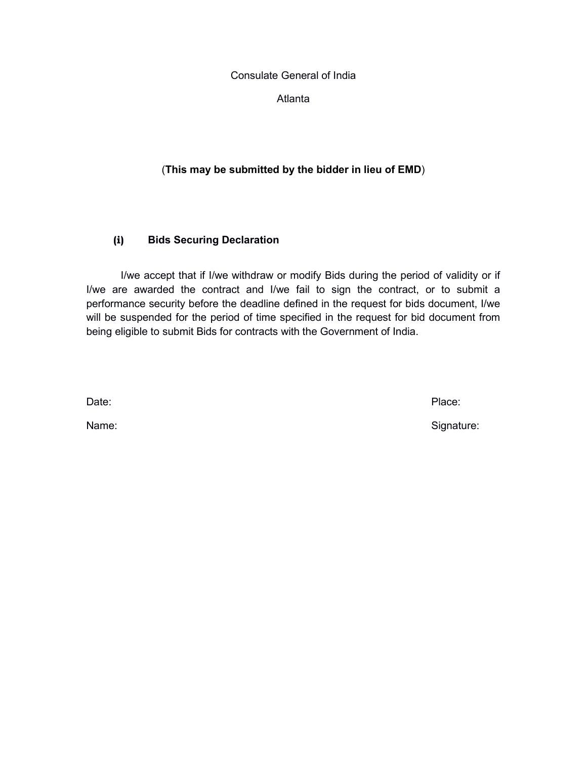Consulate General of India

Atlanta

(**This may be submitted by the bidder in lieu of EMD**)

**(i) Bids Securing Declaration**

I/we accept that if I/we withdraw or modify Bids during the period of validity or if I/we are awarded the contract and I/we fail to sign the contract, or to submit a performance security before the deadline defined in the request for bids document, I/we will be suspended for the period of time specified in the request for bid document from being eligible to submit Bids for contracts with the Government of India.

Date: Place:

Name: Signature: